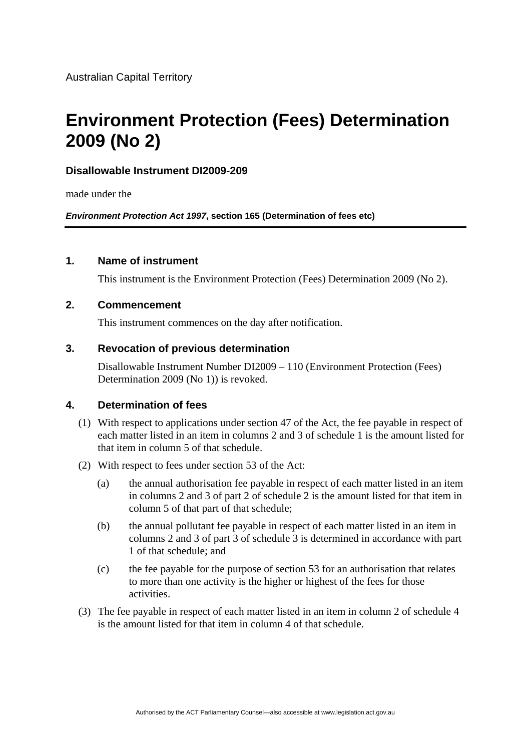Australian Capital Territory

# Environment Protection (Fees) Determination 2009 (No 2)

**Disallowable Instrument DI2009-209**

made under the

***Environment Protection Act 1997*, section 165 (Determination of fees etc)**

## 1. Name of instrument

This instrument is the Environment Protection (Fees) Determination 2009 (No 2).

## 2. Commencement

This instrument commences on the day after notification.

## 3. Revocation of previous determination

Disallowable Instrument Number DI2009 – 110 (Environment Protection (Fees) Determination 2009 (No 1)) is revoked.

## 4. Determination of fees

(1) With respect to applications under section 47 of the Act, the fee payable in respect of each matter listed in an item in columns 2 and 3 of schedule 1 is the amount listed for that item in column 5 of that schedule.

(2) With respect to fees under section 53 of the Act:

  (a) the annual authorisation fee payable in respect of each matter listed in an item in columns 2 and 3 of part 2 of schedule 2 is the amount listed for that item in column 5 of that part of that schedule;

  (b) the annual pollutant fee payable in respect of each matter listed in an item in columns 2 and 3 of part 3 of schedule 3 is determined in accordance with part 1 of that schedule; and

  (c) the fee payable for the purpose of section 53 for an authorisation that relates to more than one activity is the higher or highest of the fees for those activities.

(3) The fee payable in respect of each matter listed in an item in column 2 of schedule 4 is the amount listed for that item in column 4 of that schedule.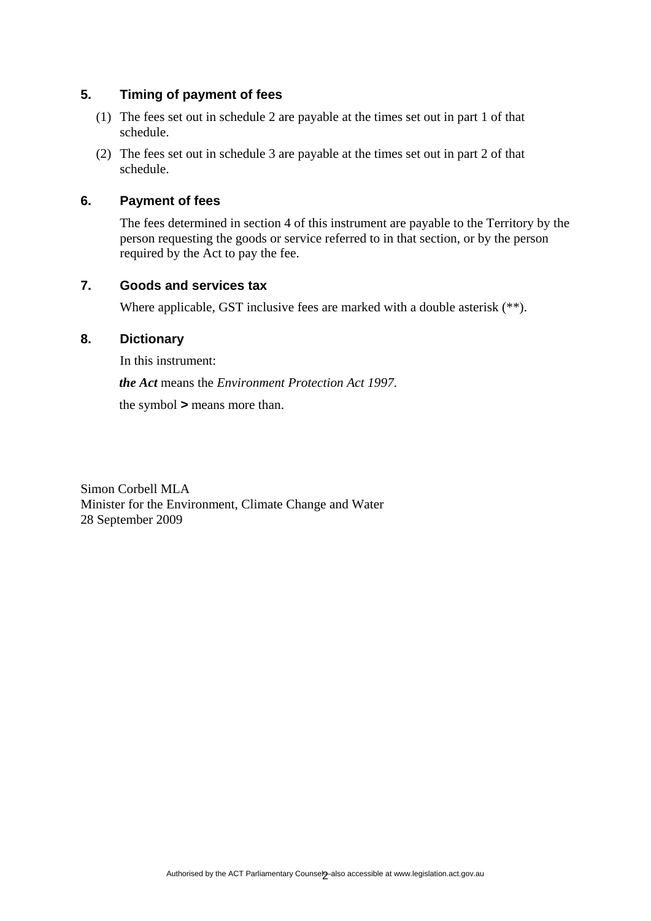## 5. Timing of payment of fees

(1) The fees set out in schedule 2 are payable at the times set out in part 1 of that schedule.

(2) The fees set out in schedule 3 are payable at the times set out in part 2 of that schedule.

## 6. Payment of fees

The fees determined in section 4 of this instrument are payable to the Territory by the person requesting the goods or service referred to in that section, or by the person required by the Act to pay the fee.

## 7. Goods and services tax

Where applicable, GST inclusive fees are marked with a double asterisk (**).

## 8. Dictionary

In this instrument:

***the Act*** means the *Environment Protection Act 1997*.

the symbol **>** means more than.

Simon Corbell MLA
Minister for the Environment, Climate Change and Water
28 September 2009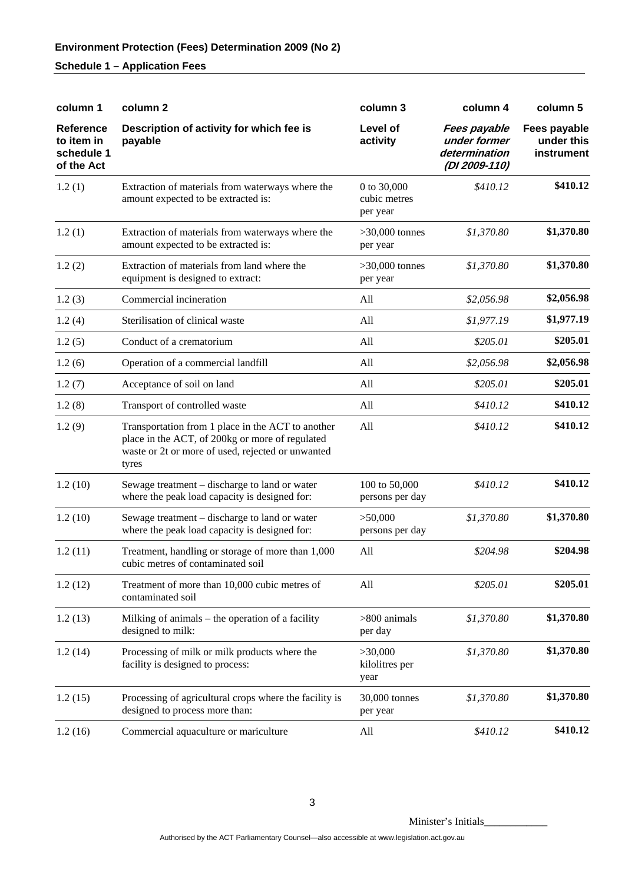**Environment Protection (Fees) Determination 2009 (No 2)**

**Schedule 1 – Application Fees**

| column 1 | column 2 | column 3 | column 4 | column 5 |
|---|---|---|---|---|
| **Reference to item in schedule 1 of the Act** | **Description of activity for which fee is payable** | **Level of activity** | ***Fees payable under former determination (DI 2009-110)*** | **Fees payable under this instrument** |
| 1.2 (1) | Extraction of materials from waterways where the amount expected to be extracted is: | 0 to 30,000 cubic metres per year | *$410.12* | **$410.12** |
| 1.2 (1) | Extraction of materials from waterways where the amount expected to be extracted is: | >30,000 tonnes per year | *$1,370.80* | **$1,370.80** |
| 1.2 (2) | Extraction of materials from land where the equipment is designed to extract: | >30,000 tonnes per year | *$1,370.80* | **$1,370.80** |
| 1.2 (3) | Commercial incineration | All | *$2,056.98* | **$2,056.98** |
| 1.2 (4) | Sterilisation of clinical waste | All | *$1,977.19* | **$1,977.19** |
| 1.2 (5) | Conduct of a crematorium | All | *$205.01* | **$205.01** |
| 1.2 (6) | Operation of a commercial landfill | All | *$2,056.98* | **$2,056.98** |
| 1.2 (7) | Acceptance of soil on land | All | *$205.01* | **$205.01** |
| 1.2 (8) | Transport of controlled waste | All | *$410.12* | **$410.12** |
| 1.2 (9) | Transportation from 1 place in the ACT to another place in the ACT, of 200kg or more of regulated waste or 2t or more of used, rejected or unwanted tyres | All | *$410.12* | **$410.12** |
| 1.2 (10) | Sewage treatment – discharge to land or water where the peak load capacity is designed for: | 100 to 50,000 persons per day | *$410.12* | **$410.12** |
| 1.2 (10) | Sewage treatment – discharge to land or water where the peak load capacity is designed for: | >50,000 persons per day | *$1,370.80* | **$1,370.80** |
| 1.2 (11) | Treatment, handling or storage of more than 1,000 cubic metres of contaminated soil | All | *$204.98* | **$204.98** |
| 1.2 (12) | Treatment of more than 10,000 cubic metres of contaminated soil | All | *$205.01* | **$205.01** |
| 1.2 (13) | Milking of animals – the operation of a facility designed to milk: | >800 animals per day | *$1,370.80* | **$1,370.80** |
| 1.2 (14) | Processing of milk or milk products where the facility is designed to process: | >30,000 kilolitres per year | *$1,370.80* | **$1,370.80** |
| 1.2 (15) | Processing of agricultural crops where the facility is designed to process more than: | 30,000 tonnes per year | *$1,370.80* | **$1,370.80** |
| 1.2 (16) | Commercial aquaculture or mariculture | All | *$410.12* | **$410.12** |

Minister's Initials____________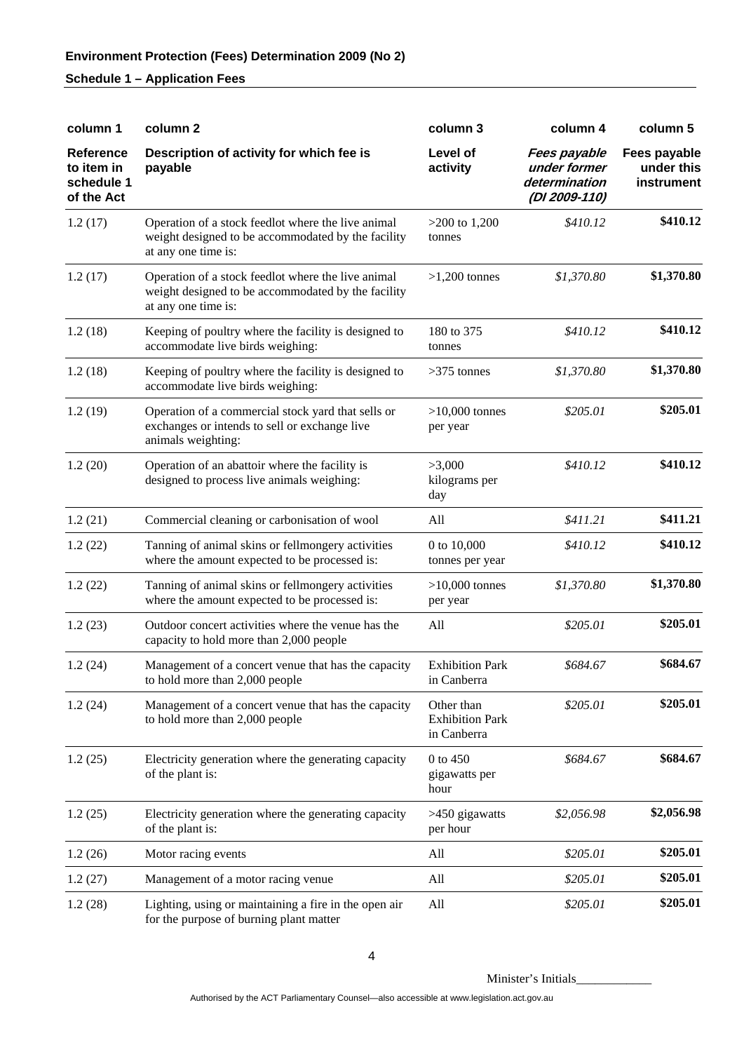**Environment Protection (Fees) Determination 2009 (No 2)**

**Schedule 1 – Application Fees**

| column 1 | column 2 | column 3 | column 4 | column 5 |
|---|---|---|---|---|
| **Reference to item in schedule 1 of the Act** | **Description of activity for which fee is payable** | **Level of activity** | ***Fees payable under former determination (DI 2009-110)*** | **Fees payable under this instrument** |
| 1.2 (17) | Operation of a stock feedlot where the live animal weight designed to be accommodated by the facility at any one time is: | >200 to 1,200 tonnes | *$410.12* | **$410.12** |
| 1.2 (17) | Operation of a stock feedlot where the live animal weight designed to be accommodated by the facility at any one time is: | >1,200 tonnes | *$1,370.80* | **$1,370.80** |
| 1.2 (18) | Keeping of poultry where the facility is designed to accommodate live birds weighing: | 180 to 375 tonnes | *$410.12* | **$410.12** |
| 1.2 (18) | Keeping of poultry where the facility is designed to accommodate live birds weighing: | >375 tonnes | *$1,370.80* | **$1,370.80** |
| 1.2 (19) | Operation of a commercial stock yard that sells or exchanges or intends to sell or exchange live animals weighting: | >10,000 tonnes per year | *$205.01* | **$205.01** |
| 1.2 (20) | Operation of an abattoir where the facility is designed to process live animals weighing: | >3,000 kilograms per day | *$410.12* | **$410.12** |
| 1.2 (21) | Commercial cleaning or carbonisation of wool | All | *$411.21* | **$411.21** |
| 1.2 (22) | Tanning of animal skins or fellmongery activities where the amount expected to be processed is: | 0 to 10,000 tonnes per year | *$410.12* | **$410.12** |
| 1.2 (22) | Tanning of animal skins or fellmongery activities where the amount expected to be processed is: | >10,000 tonnes per year | *$1,370.80* | **$1,370.80** |
| 1.2 (23) | Outdoor concert activities where the venue has the capacity to hold more than 2,000 people | All | *$205.01* | **$205.01** |
| 1.2 (24) | Management of a concert venue that has the capacity to hold more than 2,000 people | Exhibition Park in Canberra | *$684.67* | **$684.67** |
| 1.2 (24) | Management of a concert venue that has the capacity to hold more than 2,000 people | Other than Exhibition Park in Canberra | *$205.01* | **$205.01** |
| 1.2 (25) | Electricity generation where the generating capacity of the plant is: | 0 to 450 gigawatts per hour | *$684.67* | **$684.67** |
| 1.2 (25) | Electricity generation where the generating capacity of the plant is: | >450 gigawatts per hour | *$2,056.98* | **$2,056.98** |
| 1.2 (26) | Motor racing events | All | *$205.01* | **$205.01** |
| 1.2 (27) | Management of a motor racing venue | All | *$205.01* | **$205.01** |
| 1.2 (28) | Lighting, using or maintaining a fire in the open air for the purpose of burning plant matter | All | *$205.01* | **$205.01** |

Minister's Initials____________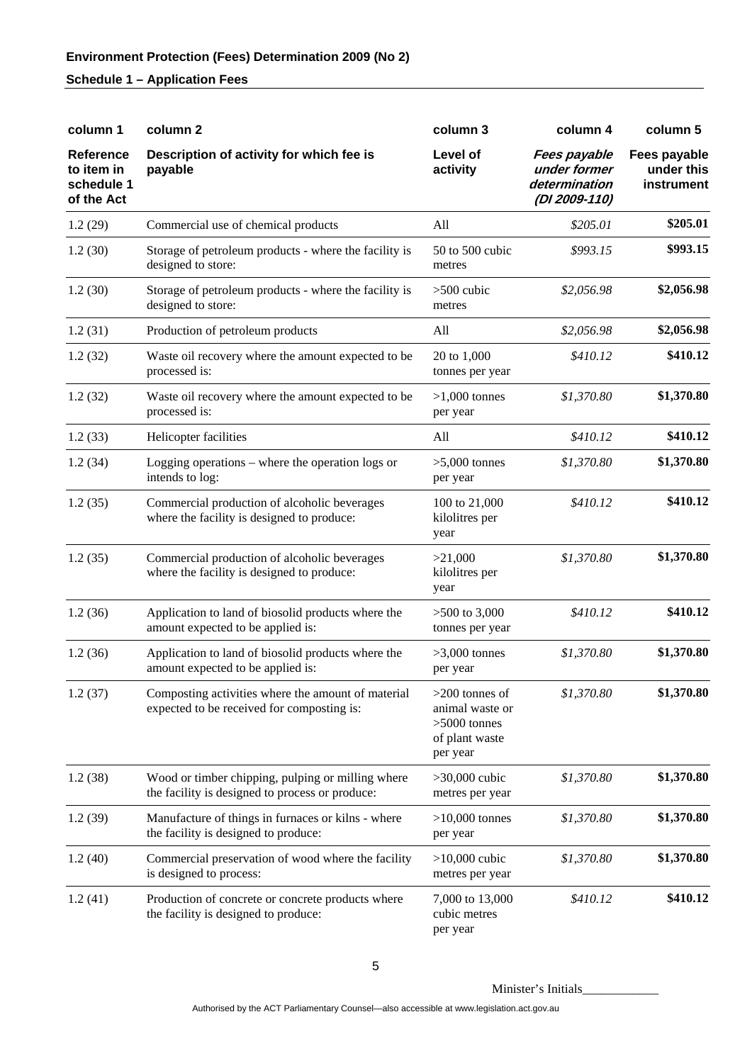**Environment Protection (Fees) Determination 2009 (No 2)**

**Schedule 1 – Application Fees**

| column 1 | column 2 | column 3 | column 4 | column 5 |
|---|---|---|---|---|
| **Reference to item in schedule 1 of the Act** | **Description of activity for which fee is payable** | **Level of activity** | ***Fees payable under former determination (DI 2009-110)*** | **Fees payable under this instrument** |
| 1.2 (29) | Commercial use of chemical products | All | *$205.01* | **$205.01** |
| 1.2 (30) | Storage of petroleum products - where the facility is designed to store: | 50 to 500 cubic metres | *$993.15* | **$993.15** |
| 1.2 (30) | Storage of petroleum products - where the facility is designed to store: | >500 cubic metres | *$2,056.98* | **$2,056.98** |
| 1.2 (31) | Production of petroleum products | All | *$2,056.98* | **$2,056.98** |
| 1.2 (32) | Waste oil recovery where the amount expected to be processed is: | 20 to 1,000 tonnes per year | *$410.12* | **$410.12** |
| 1.2 (32) | Waste oil recovery where the amount expected to be processed is: | >1,000 tonnes per year | *$1,370.80* | **$1,370.80** |
| 1.2 (33) | Helicopter facilities | All | *$410.12* | **$410.12** |
| 1.2 (34) | Logging operations – where the operation logs or intends to log: | >5,000 tonnes per year | *$1,370.80* | **$1,370.80** |
| 1.2 (35) | Commercial production of alcoholic beverages where the facility is designed to produce: | 100 to 21,000 kilolitres per year | *$410.12* | **$410.12** |
| 1.2 (35) | Commercial production of alcoholic beverages where the facility is designed to produce: | >21,000 kilolitres per year | *$1,370.80* | **$1,370.80** |
| 1.2 (36) | Application to land of biosolid products where the amount expected to be applied is: | >500 to 3,000 tonnes per year | *$410.12* | **$410.12** |
| 1.2 (36) | Application to land of biosolid products where the amount expected to be applied is: | >3,000 tonnes per year | *$1,370.80* | **$1,370.80** |
| 1.2 (37) | Composting activities where the amount of material expected to be received for composting is: | >200 tonnes of animal waste or >5000 tonnes of plant waste per year | *$1,370.80* | **$1,370.80** |
| 1.2 (38) | Wood or timber chipping, pulping or milling where the facility is designed to process or produce: | >30,000 cubic metres per year | *$1,370.80* | **$1,370.80** |
| 1.2 (39) | Manufacture of things in furnaces or kilns - where the facility is designed to produce: | >10,000 tonnes per year | *$1,370.80* | **$1,370.80** |
| 1.2 (40) | Commercial preservation of wood where the facility is designed to process: | >10,000 cubic metres per year | *$1,370.80* | **$1,370.80** |
| 1.2 (41) | Production of concrete or concrete products where the facility is designed to produce: | 7,000 to 13,000 cubic metres per year | *$410.12* | **$410.12** |

Minister's Initials\_\_\_\_\_\_\_\_\_\_\_\_

Authorised by the ACT Parliamentary Counsel—also accessible at www.legislation.act.gov.au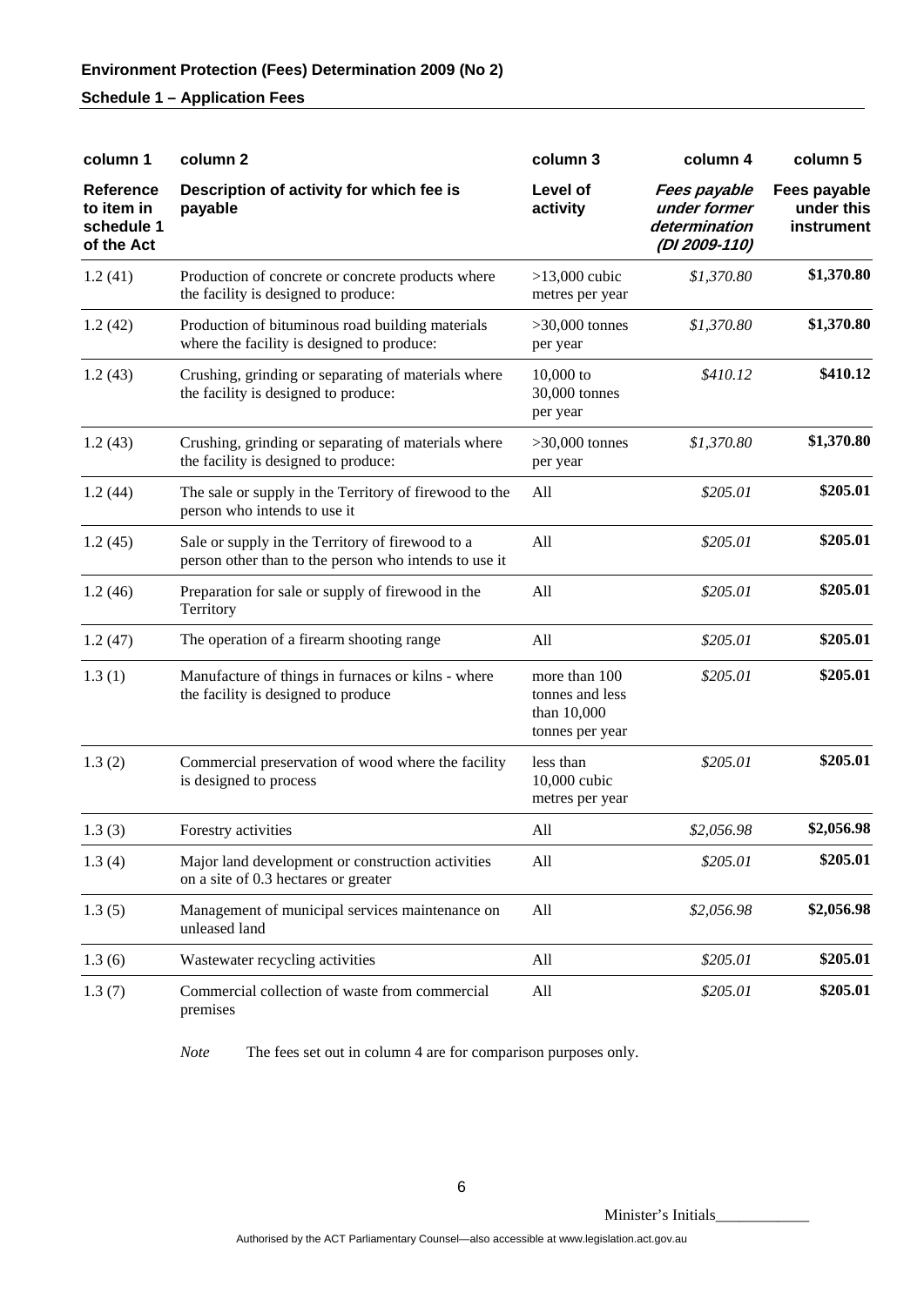**Environment Protection (Fees) Determination 2009 (No 2)**

**Schedule 1 – Application Fees**

| column 1 | column 2 | column 3 | column 4 | column 5 |
|---|---|---|---|---|
| **Reference to item in schedule 1 of the Act** | **Description of activity for which fee is payable** | **Level of activity** | ***Fees payable under former determination (DI 2009-110)*** | **Fees payable under this instrument** |
| 1.2 (41) | Production of concrete or concrete products where the facility is designed to produce: | >13,000 cubic metres per year | *$1,370.80* | **$1,370.80** |
| 1.2 (42) | Production of bituminous road building materials where the facility is designed to produce: | >30,000 tonnes per year | *$1,370.80* | **$1,370.80** |
| 1.2 (43) | Crushing, grinding or separating of materials where the facility is designed to produce: | 10,000 to 30,000 tonnes per year | *$410.12* | **$410.12** |
| 1.2 (43) | Crushing, grinding or separating of materials where the facility is designed to produce: | >30,000 tonnes per year | *$1,370.80* | **$1,370.80** |
| 1.2 (44) | The sale or supply in the Territory of firewood to the person who intends to use it | All | *$205.01* | **$205.01** |
| 1.2 (45) | Sale or supply in the Territory of firewood to a person other than to the person who intends to use it | All | *$205.01* | **$205.01** |
| 1.2 (46) | Preparation for sale or supply of firewood in the Territory | All | *$205.01* | **$205.01** |
| 1.2 (47) | The operation of a firearm shooting range | All | *$205.01* | **$205.01** |
| 1.3 (1) | Manufacture of things in furnaces or kilns - where the facility is designed to produce | more than 100 tonnes and less than 10,000 tonnes per year | *$205.01* | **$205.01** |
| 1.3 (2) | Commercial preservation of wood where the facility is designed to process | less than 10,000 cubic metres per year | *$205.01* | **$205.01** |
| 1.3 (3) | Forestry activities | All | *$2,056.98* | **$2,056.98** |
| 1.3 (4) | Major land development or construction activities on a site of 0.3 hectares or greater | All | *$205.01* | **$205.01** |
| 1.3 (5) | Management of municipal services maintenance on unleased land | All | *$2,056.98* | **$2,056.98** |
| 1.3 (6) | Wastewater recycling activities | All | *$205.01* | **$205.01** |
| 1.3 (7) | Commercial collection of waste from commercial premises | All | *$205.01* | **$205.01** |

*Note* The fees set out in column 4 are for comparison purposes only.

Minister's Initials____________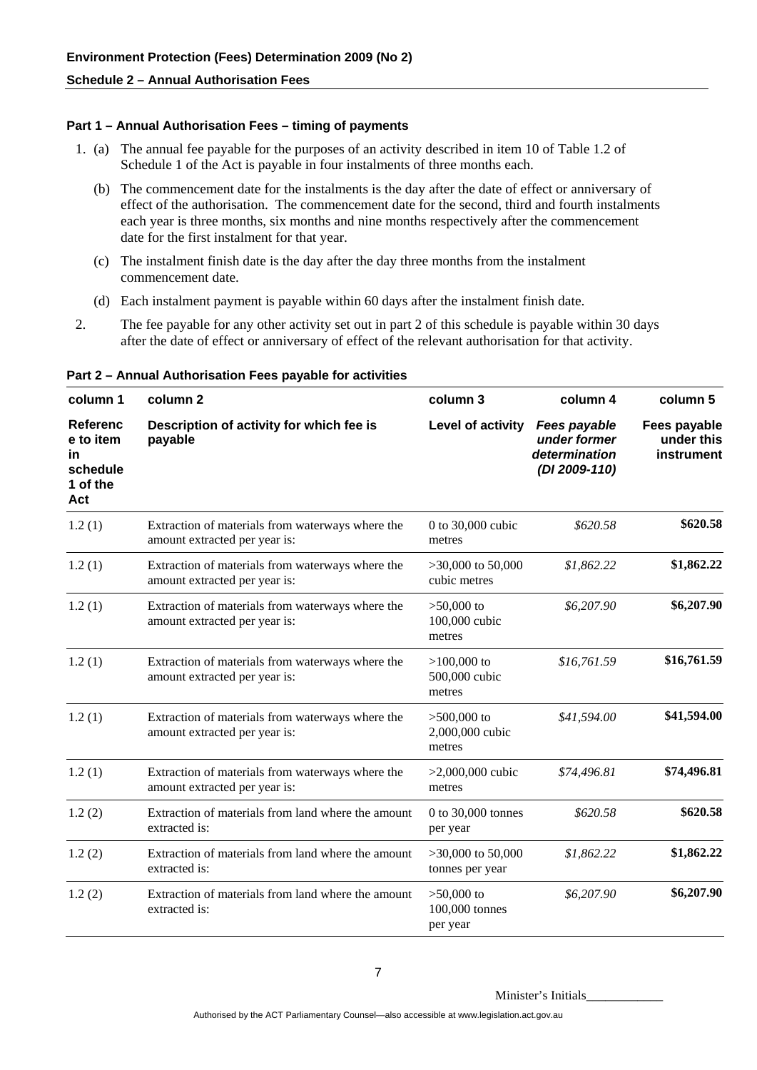## Schedule 2 – Annual Authorisation Fees

### Part 1 – Annual Authorisation Fees – timing of payments

1. (a) The annual fee payable for the purposes of an activity described in item 10 of Table 1.2 of Schedule 1 of the Act is payable in four instalments of three months each.

   (b) The commencement date for the instalments is the day after the date of effect or anniversary of effect of the authorisation. The commencement date for the second, third and fourth instalments each year is three months, six months and nine months respectively after the commencement date for the first instalment for that year.

   (c) The instalment finish date is the day after the day three months from the instalment commencement date.

   (d) Each instalment payment is payable within 60 days after the instalment finish date.

2. The fee payable for any other activity set out in part 2 of this schedule is payable within 30 days after the date of effect or anniversary of effect of the relevant authorisation for that activity.

### Part 2 – Annual Authorisation Fees payable for activities

| column 1 | column 2 | column 3 | column 4 | column 5 |
|---|---|---|---|---|
| **Reference to item in schedule 1 of the Act** | **Description of activity for which fee is payable** | **Level of activity** | ***Fees payable under former determination (DI 2009-110)*** | **Fees payable under this instrument** |
| 1.2 (1) | Extraction of materials from waterways where the amount extracted per year is: | 0 to 30,000 cubic metres | *$620.58* | **$620.58** |
| 1.2 (1) | Extraction of materials from waterways where the amount extracted per year is: | >30,000 to 50,000 cubic metres | *$1,862.22* | **$1,862.22** |
| 1.2 (1) | Extraction of materials from waterways where the amount extracted per year is: | >50,000 to 100,000 cubic metres | *$6,207.90* | **$6,207.90** |
| 1.2 (1) | Extraction of materials from waterways where the amount extracted per year is: | >100,000 to 500,000 cubic metres | *$16,761.59* | **$16,761.59** |
| 1.2 (1) | Extraction of materials from waterways where the amount extracted per year is: | >500,000 to 2,000,000 cubic metres | *$41,594.00* | **$41,594.00** |
| 1.2 (1) | Extraction of materials from waterways where the amount extracted per year is: | >2,000,000 cubic metres | *$74,496.81* | **$74,496.81** |
| 1.2 (2) | Extraction of materials from land where the amount extracted is: | 0 to 30,000 tonnes per year | *$620.58* | **$620.58** |
| 1.2 (2) | Extraction of materials from land where the amount extracted is: | >30,000 to 50,000 tonnes per year | *$1,862.22* | **$1,862.22** |
| 1.2 (2) | Extraction of materials from land where the amount extracted is: | >50,000 to 100,000 tonnes per year | *$6,207.90* | **$6,207.90** |

Minister's Initials____________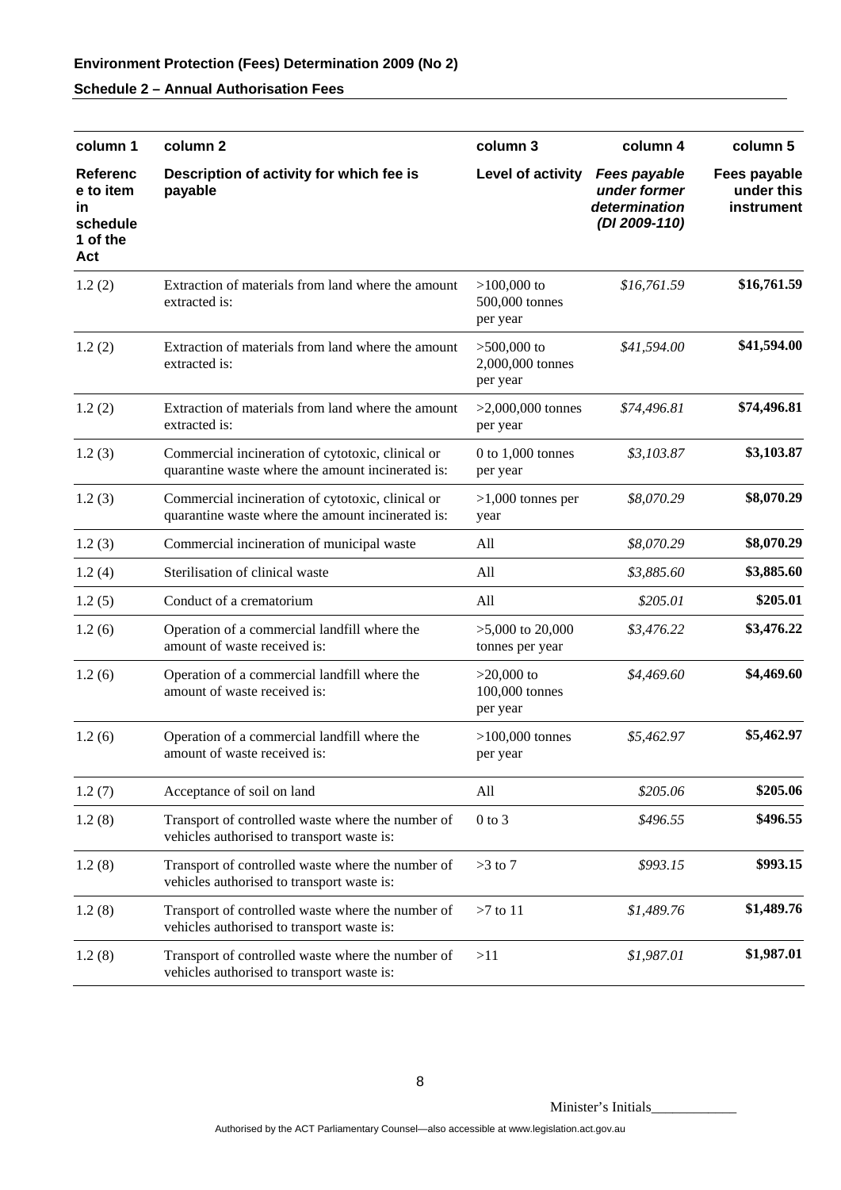**Environment Protection (Fees) Determination 2009 (No 2)**

**Schedule 2 – Annual Authorisation Fees**

| column 1 | column 2 | column 3 | column 4 | column 5 |
|---|---|---|---|---|
| **Reference to item in schedule 1 of the Act** | **Description of activity for which fee is payable** | **Level of activity** | ***Fees payable under former determination (DI 2009-110)*** | **Fees payable under this instrument** |
| 1.2 (2) | Extraction of materials from land where the amount extracted is: | >100,000 to 500,000 tonnes per year | *$16,761.59* | **$16,761.59** |
| 1.2 (2) | Extraction of materials from land where the amount extracted is: | >500,000 to 2,000,000 tonnes per year | *$41,594.00* | **$41,594.00** |
| 1.2 (2) | Extraction of materials from land where the amount extracted is: | >2,000,000 tonnes per year | *$74,496.81* | **$74,496.81** |
| 1.2 (3) | Commercial incineration of cytotoxic, clinical or quarantine waste where the amount incinerated is: | 0 to 1,000 tonnes per year | *$3,103.87* | **$3,103.87** |
| 1.2 (3) | Commercial incineration of cytotoxic, clinical or quarantine waste where the amount incinerated is: | >1,000 tonnes per year | *$8,070.29* | **$8,070.29** |
| 1.2 (3) | Commercial incineration of municipal waste | All | *$8,070.29* | **$8,070.29** |
| 1.2 (4) | Sterilisation of clinical waste | All | *$3,885.60* | **$3,885.60** |
| 1.2 (5) | Conduct of a crematorium | All | *$205.01* | **$205.01** |
| 1.2 (6) | Operation of a commercial landfill where the amount of waste received is: | >5,000 to 20,000 tonnes per year | *$3,476.22* | **$3,476.22** |
| 1.2 (6) | Operation of a commercial landfill where the amount of waste received is: | >20,000 to 100,000 tonnes per year | *$4,469.60* | **$4,469.60** |
| 1.2 (6) | Operation of a commercial landfill where the amount of waste received is: | >100,000 tonnes per year | *$5,462.97* | **$5,462.97** |
| 1.2 (7) | Acceptance of soil on land | All | *$205.06* | **$205.06** |
| 1.2 (8) | Transport of controlled waste where the number of vehicles authorised to transport waste is: | 0 to 3 | *$496.55* | **$496.55** |
| 1.2 (8) | Transport of controlled waste where the number of vehicles authorised to transport waste is: | >3 to 7 | *$993.15* | **$993.15** |
| 1.2 (8) | Transport of controlled waste where the number of vehicles authorised to transport waste is: | >7 to 11 | *$1,489.76* | **$1,489.76** |
| 1.2 (8) | Transport of controlled waste where the number of vehicles authorised to transport waste is: | >11 | *$1,987.01* | **$1,987.01** |

Minister's Initials____________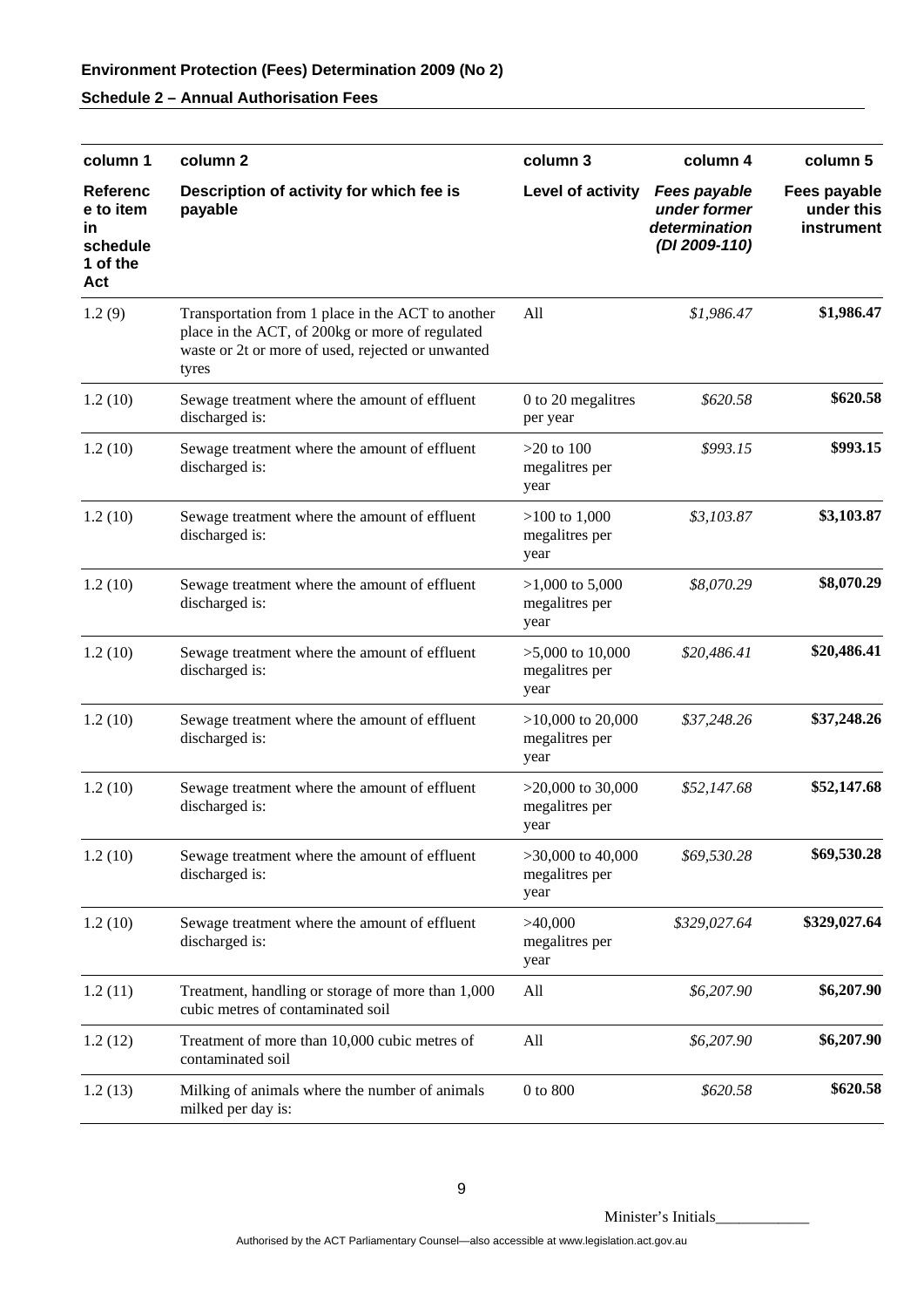**Schedule 2 – Annual Authorisation Fees**

| column 1 | column 2 | column 3 | column 4 | column 5 |
|---|---|---|---|---|
| **Reference to item in schedule 1 of the Act** | **Description of activity for which fee is payable** | **Level of activity** | ***Fees payable under former determination (DI 2009-110)*** | **Fees payable under this instrument** |
| 1.2 (9) | Transportation from 1 place in the ACT to another place in the ACT, of 200kg or more of regulated waste or 2t or more of used, rejected or unwanted tyres | All | *$1,986.47* | **$1,986.47** |
| 1.2 (10) | Sewage treatment where the amount of effluent discharged is: | 0 to 20 megalitres per year | *$620.58* | **$620.58** |
| 1.2 (10) | Sewage treatment where the amount of effluent discharged is: | >20 to 100 megalitres per year | *$993.15* | **$993.15** |
| 1.2 (10) | Sewage treatment where the amount of effluent discharged is: | >100 to 1,000 megalitres per year | *$3,103.87* | **$3,103.87** |
| 1.2 (10) | Sewage treatment where the amount of effluent discharged is: | >1,000 to 5,000 megalitres per year | *$8,070.29* | **$8,070.29** |
| 1.2 (10) | Sewage treatment where the amount of effluent discharged is: | >5,000 to 10,000 megalitres per year | *$20,486.41* | **$20,486.41** |
| 1.2 (10) | Sewage treatment where the amount of effluent discharged is: | >10,000 to 20,000 megalitres per year | *$37,248.26* | **$37,248.26** |
| 1.2 (10) | Sewage treatment where the amount of effluent discharged is: | >20,000 to 30,000 megalitres per year | *$52,147.68* | **$52,147.68** |
| 1.2 (10) | Sewage treatment where the amount of effluent discharged is: | >30,000 to 40,000 megalitres per year | *$69,530.28* | **$69,530.28** |
| 1.2 (10) | Sewage treatment where the amount of effluent discharged is: | >40,000 megalitres per year | *$329,027.64* | **$329,027.64** |
| 1.2 (11) | Treatment, handling or storage of more than 1,000 cubic metres of contaminated soil | All | *$6,207.90* | **$6,207.90** |
| 1.2 (12) | Treatment of more than 10,000 cubic metres of contaminated soil | All | *$6,207.90* | **$6,207.90** |
| 1.2 (13) | Milking of animals where the number of animals milked per day is: | 0 to 800 | *$620.58* | **$620.58** |

Minister's Initials____________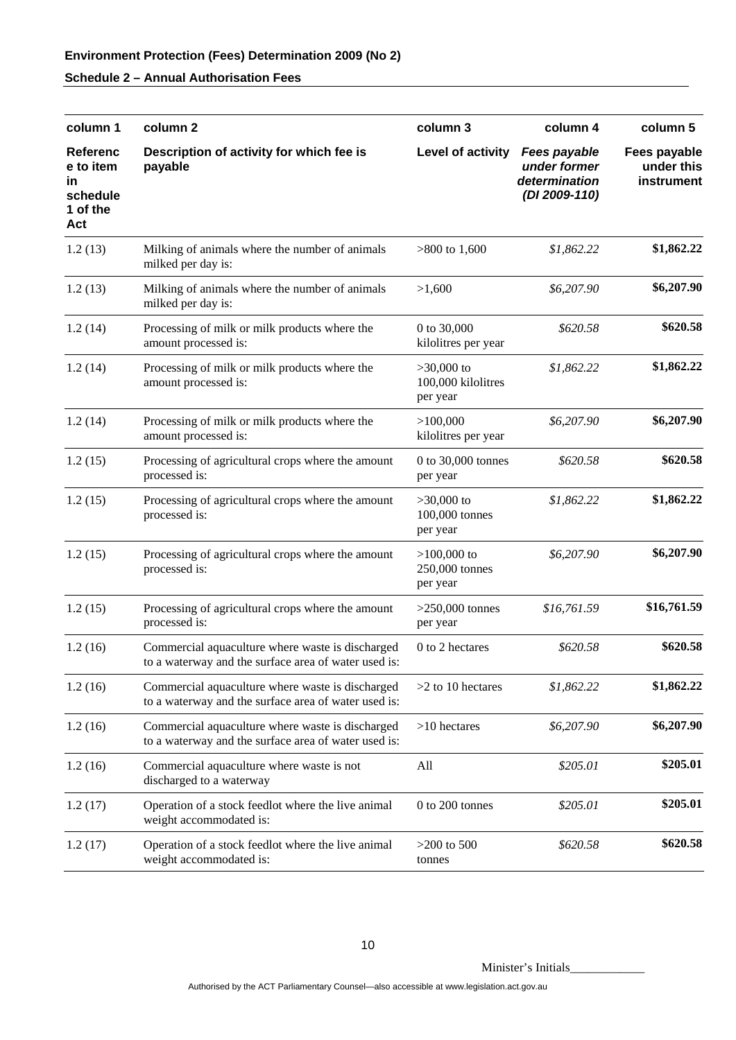**Environment Protection (Fees) Determination 2009 (No 2)**

**Schedule 2 – Annual Authorisation Fees**

| column 1 | column 2 | column 3 | column 4 | column 5 |
|---|---|---|---|---|
| **Reference to item in schedule 1 of the Act** | **Description of activity for which fee is payable** | **Level of activity** | ***Fees payable under former determination (DI 2009-110)*** | **Fees payable under this instrument** |
| 1.2 (13) | Milking of animals where the number of animals milked per day is: | >800 to 1,600 | *$1,862.22* | **$1,862.22** |
| 1.2 (13) | Milking of animals where the number of animals milked per day is: | >1,600 | *$6,207.90* | **$6,207.90** |
| 1.2 (14) | Processing of milk or milk products where the amount processed is: | 0 to 30,000 kilolitres per year | *$620.58* | **$620.58** |
| 1.2 (14) | Processing of milk or milk products where the amount processed is: | >30,000 to 100,000 kilolitres per year | *$1,862.22* | **$1,862.22** |
| 1.2 (14) | Processing of milk or milk products where the amount processed is: | >100,000 kilolitres per year | *$6,207.90* | **$6,207.90** |
| 1.2 (15) | Processing of agricultural crops where the amount processed is: | 0 to 30,000 tonnes per year | *$620.58* | **$620.58** |
| 1.2 (15) | Processing of agricultural crops where the amount processed is: | >30,000 to 100,000 tonnes per year | *$1,862.22* | **$1,862.22** |
| 1.2 (15) | Processing of agricultural crops where the amount processed is: | >100,000 to 250,000 tonnes per year | *$6,207.90* | **$6,207.90** |
| 1.2 (15) | Processing of agricultural crops where the amount processed is: | >250,000 tonnes per year | *$16,761.59* | **$16,761.59** |
| 1.2 (16) | Commercial aquaculture where waste is discharged to a waterway and the surface area of water used is: | 0 to 2 hectares | *$620.58* | **$620.58** |
| 1.2 (16) | Commercial aquaculture where waste is discharged to a waterway and the surface area of water used is: | >2 to 10 hectares | *$1,862.22* | **$1,862.22** |
| 1.2 (16) | Commercial aquaculture where waste is discharged to a waterway and the surface area of water used is: | >10 hectares | *$6,207.90* | **$6,207.90** |
| 1.2 (16) | Commercial aquaculture where waste is not discharged to a waterway | All | *$205.01* | **$205.01** |
| 1.2 (17) | Operation of a stock feedlot where the live animal weight accommodated is: | 0 to 200 tonnes | *$205.01* | **$205.01** |
| 1.2 (17) | Operation of a stock feedlot where the live animal weight accommodated is: | >200 to 500 tonnes | *$620.58* | **$620.58** |

Minister's Initials____________

Authorised by the ACT Parliamentary Counsel—also accessible at www.legislation.act.gov.au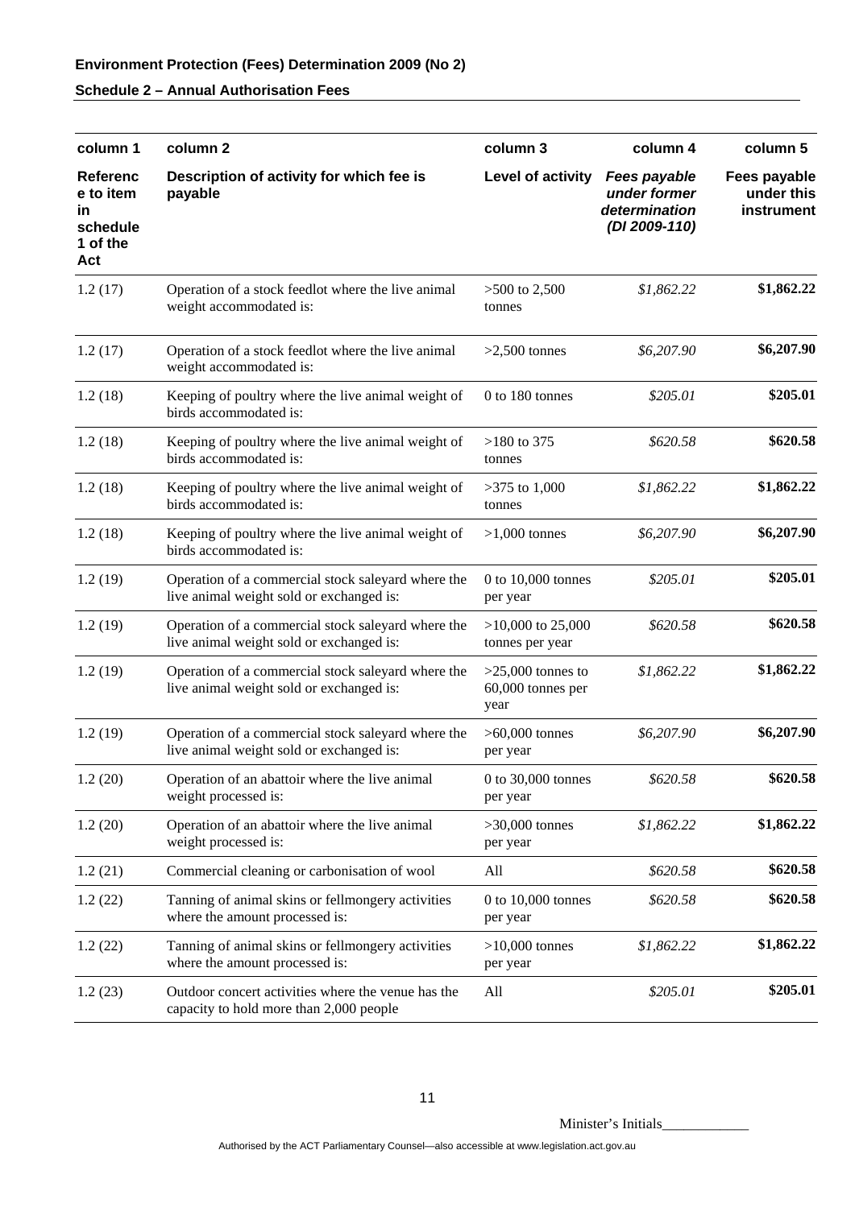**Environment Protection (Fees) Determination 2009 (No 2)**

**Schedule 2 – Annual Authorisation Fees**

| column 1 | column 2 | column 3 | column 4 | column 5 |
|---|---|---|---|---|
| **Reference to item in schedule 1 of the Act** | **Description of activity for which fee is payable** | **Level of activity** | ***Fees payable under former determination (DI 2009-110)*** | **Fees payable under this instrument** |
| 1.2 (17) | Operation of a stock feedlot where the live animal weight accommodated is: | >500 to 2,500 tonnes | *$1,862.22* | **$1,862.22** |
| 1.2 (17) | Operation of a stock feedlot where the live animal weight accommodated is: | >2,500 tonnes | *$6,207.90* | **$6,207.90** |
| 1.2 (18) | Keeping of poultry where the live animal weight of birds accommodated is: | 0 to 180 tonnes | *$205.01* | **$205.01** |
| 1.2 (18) | Keeping of poultry where the live animal weight of birds accommodated is: | >180 to 375 tonnes | *$620.58* | **$620.58** |
| 1.2 (18) | Keeping of poultry where the live animal weight of birds accommodated is: | >375 to 1,000 tonnes | *$1,862.22* | **$1,862.22** |
| 1.2 (18) | Keeping of poultry where the live animal weight of birds accommodated is: | >1,000 tonnes | *$6,207.90* | **$6,207.90** |
| 1.2 (19) | Operation of a commercial stock saleyard where the live animal weight sold or exchanged is: | 0 to 10,000 tonnes per year | *$205.01* | **$205.01** |
| 1.2 (19) | Operation of a commercial stock saleyard where the live animal weight sold or exchanged is: | >10,000 to 25,000 tonnes per year | *$620.58* | **$620.58** |
| 1.2 (19) | Operation of a commercial stock saleyard where the live animal weight sold or exchanged is: | >25,000 tonnes to 60,000 tonnes per year | *$1,862.22* | **$1,862.22** |
| 1.2 (19) | Operation of a commercial stock saleyard where the live animal weight sold or exchanged is: | >60,000 tonnes per year | *$6,207.90* | **$6,207.90** |
| 1.2 (20) | Operation of an abattoir where the live animal weight processed is: | 0 to 30,000 tonnes per year | *$620.58* | **$620.58** |
| 1.2 (20) | Operation of an abattoir where the live animal weight processed is: | >30,000 tonnes per year | *$1,862.22* | **$1,862.22** |
| 1.2 (21) | Commercial cleaning or carbonisation of wool | All | *$620.58* | **$620.58** |
| 1.2 (22) | Tanning of animal skins or fellmongery activities where the amount processed is: | 0 to 10,000 tonnes per year | *$620.58* | **$620.58** |
| 1.2 (22) | Tanning of animal skins or fellmongery activities where the amount processed is: | >10,000 tonnes per year | *$1,862.22* | **$1,862.22** |
| 1.2 (23) | Outdoor concert activities where the venue has the capacity to hold more than 2,000 people | All | *$205.01* | **$205.01** |

Minister's Initials____________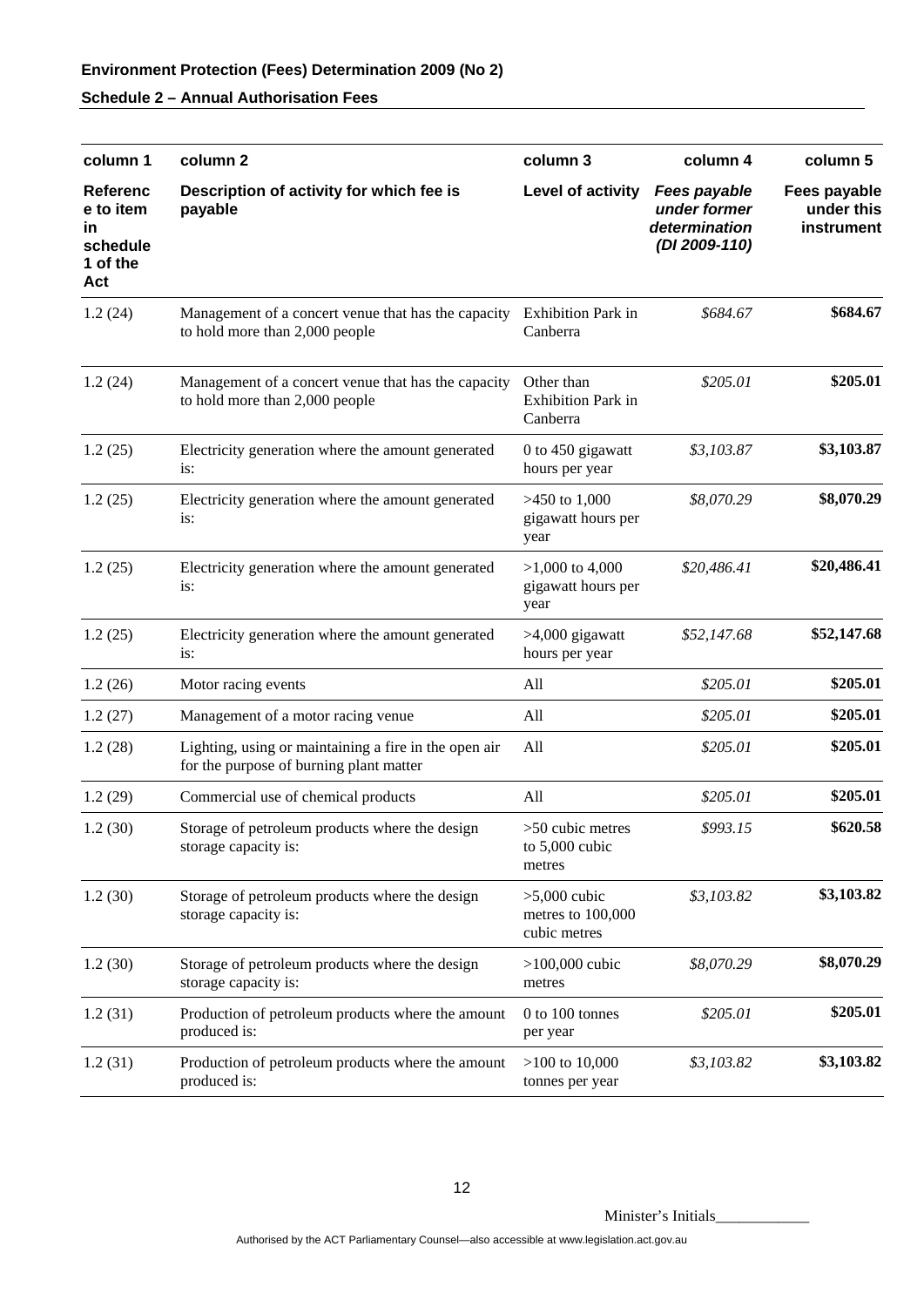**Environment Protection (Fees) Determination 2009 (No 2)**

**Schedule 2 – Annual Authorisation Fees**

| column 1 | column 2 | column 3 | column 4 | column 5 |
|---|---|---|---|---|
| **Reference to item in schedule 1 of the Act** | **Description of activity for which fee is payable** | **Level of activity** | ***Fees payable under former determination (DI 2009-110)*** | **Fees payable under this instrument** |
| 1.2 (24) | Management of a concert venue that has the capacity to hold more than 2,000 people | Exhibition Park in Canberra | *$684.67* | **$684.67** |
| 1.2 (24) | Management of a concert venue that has the capacity to hold more than 2,000 people | Other than Exhibition Park in Canberra | *$205.01* | **$205.01** |
| 1.2 (25) | Electricity generation where the amount generated is: | 0 to 450 gigawatt hours per year | *$3,103.87* | **$3,103.87** |
| 1.2 (25) | Electricity generation where the amount generated is: | >450 to 1,000 gigawatt hours per year | *$8,070.29* | **$8,070.29** |
| 1.2 (25) | Electricity generation where the amount generated is: | >1,000 to 4,000 gigawatt hours per year | *$20,486.41* | **$20,486.41** |
| 1.2 (25) | Electricity generation where the amount generated is: | >4,000 gigawatt hours per year | *$52,147.68* | **$52,147.68** |
| 1.2 (26) | Motor racing events | All | *$205.01* | **$205.01** |
| 1.2 (27) | Management of a motor racing venue | All | *$205.01* | **$205.01** |
| 1.2 (28) | Lighting, using or maintaining a fire in the open air for the purpose of burning plant matter | All | *$205.01* | **$205.01** |
| 1.2 (29) | Commercial use of chemical products | All | *$205.01* | **$205.01** |
| 1.2 (30) | Storage of petroleum products where the design storage capacity is: | >50 cubic metres to 5,000 cubic metres | *$993.15* | **$620.58** |
| 1.2 (30) | Storage of petroleum products where the design storage capacity is: | >5,000 cubic metres to 100,000 cubic metres | *$3,103.82* | **$3,103.82** |
| 1.2 (30) | Storage of petroleum products where the design storage capacity is: | >100,000 cubic metres | *$8,070.29* | **$8,070.29** |
| 1.2 (31) | Production of petroleum products where the amount produced is: | 0 to 100 tonnes per year | *$205.01* | **$205.01** |
| 1.2 (31) | Production of petroleum products where the amount produced is: | >100 to 10,000 tonnes per year | *$3,103.82* | **$3,103.82** |

Minister's Initials____________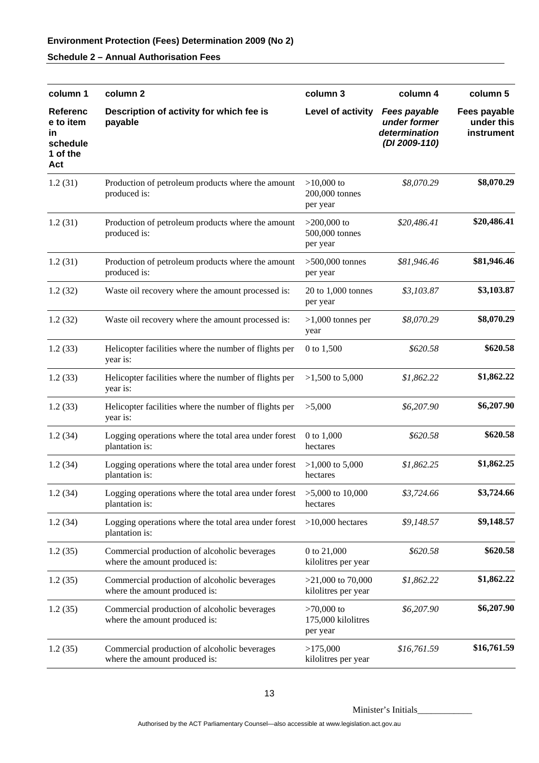**Environment Protection (Fees) Determination 2009 (No 2)**

**Schedule 2 – Annual Authorisation Fees**

| column 1 | column 2 | column 3 | column 4 | column 5 |
|---|---|---|---|---|
| **Reference to item in schedule 1 of the Act** | **Description of activity for which fee is payable** | **Level of activity** | ***Fees payable under former determination (DI 2009-110)*** | **Fees payable under this instrument** |
| 1.2 (31) | Production of petroleum products where the amount produced is: | >10,000 to 200,000 tonnes per year | *$8,070.29* | **$8,070.29** |
| 1.2 (31) | Production of petroleum products where the amount produced is: | >200,000 to 500,000 tonnes per year | *$20,486.41* | **$20,486.41** |
| 1.2 (31) | Production of petroleum products where the amount produced is: | >500,000 tonnes per year | *$81,946.46* | **$81,946.46** |
| 1.2 (32) | Waste oil recovery where the amount processed is: | 20 to 1,000 tonnes per year | *$3,103.87* | **$3,103.87** |
| 1.2 (32) | Waste oil recovery where the amount processed is: | >1,000 tonnes per year | *$8,070.29* | **$8,070.29** |
| 1.2 (33) | Helicopter facilities where the number of flights per year is: | 0 to 1,500 | *$620.58* | **$620.58** |
| 1.2 (33) | Helicopter facilities where the number of flights per year is: | >1,500 to 5,000 | *$1,862.22* | **$1,862.22** |
| 1.2 (33) | Helicopter facilities where the number of flights per year is: | >5,000 | *$6,207.90* | **$6,207.90** |
| 1.2 (34) | Logging operations where the total area under forest plantation is: | 0 to 1,000 hectares | *$620.58* | **$620.58** |
| 1.2 (34) | Logging operations where the total area under forest plantation is: | >1,000 to 5,000 hectares | *$1,862.25* | **$1,862.25** |
| 1.2 (34) | Logging operations where the total area under forest plantation is: | >5,000 to 10,000 hectares | *$3,724.66* | **$3,724.66** |
| 1.2 (34) | Logging operations where the total area under forest plantation is: | >10,000 hectares | *$9,148.57* | **$9,148.57** |
| 1.2 (35) | Commercial production of alcoholic beverages where the amount produced is: | 0 to 21,000 kilolitres per year | *$620.58* | **$620.58** |
| 1.2 (35) | Commercial production of alcoholic beverages where the amount produced is: | >21,000 to 70,000 kilolitres per year | *$1,862.22* | **$1,862.22** |
| 1.2 (35) | Commercial production of alcoholic beverages where the amount produced is: | >70,000 to 175,000 kilolitres per year | *$6,207.90* | **$6,207.90** |
| 1.2 (35) | Commercial production of alcoholic beverages where the amount produced is: | >175,000 kilolitres per year | *$16,761.59* | **$16,761.59** |

Minister's Initials____________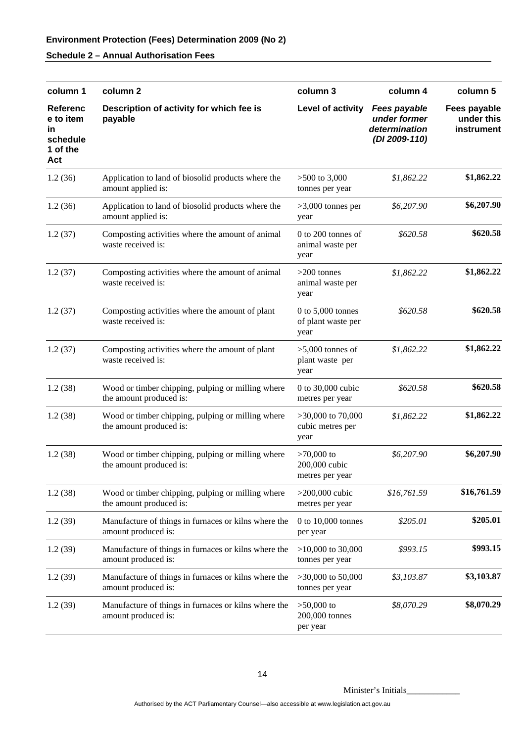**Environment Protection (Fees) Determination 2009 (No 2)**

**Schedule 2 – Annual Authorisation Fees**

| column 1 | column 2 | column 3 | column 4 | column 5 |
|---|---|---|---|---|
| **Reference to item in schedule 1 of the Act** | **Description of activity for which fee is payable** | **Level of activity** | ***Fees payable under former determination (DI 2009-110)*** | **Fees payable under this instrument** |
| 1.2 (36) | Application to land of biosolid products where the amount applied is: | >500 to 3,000 tonnes per year | *$1,862.22* | **$1,862.22** |
| 1.2 (36) | Application to land of biosolid products where the amount applied is: | >3,000 tonnes per year | *$6,207.90* | **$6,207.90** |
| 1.2 (37) | Composting activities where the amount of animal waste received is: | 0 to 200 tonnes of animal waste per year | *$620.58* | **$620.58** |
| 1.2 (37) | Composting activities where the amount of animal waste received is: | >200 tonnes animal waste per year | *$1,862.22* | **$1,862.22** |
| 1.2 (37) | Composting activities where the amount of plant waste received is: | 0 to 5,000 tonnes of plant waste per year | *$620.58* | **$620.58** |
| 1.2 (37) | Composting activities where the amount of plant waste received is: | >5,000 tonnes of plant waste per year | *$1,862.22* | **$1,862.22** |
| 1.2 (38) | Wood or timber chipping, pulping or milling where the amount produced is: | 0 to 30,000 cubic metres per year | *$620.58* | **$620.58** |
| 1.2 (38) | Wood or timber chipping, pulping or milling where the amount produced is: | >30,000 to 70,000 cubic metres per year | *$1,862.22* | **$1,862.22** |
| 1.2 (38) | Wood or timber chipping, pulping or milling where the amount produced is: | >70,000 to 200,000 cubic metres per year | *$6,207.90* | **$6,207.90** |
| 1.2 (38) | Wood or timber chipping, pulping or milling where the amount produced is: | >200,000 cubic metres per year | *$16,761.59* | **$16,761.59** |
| 1.2 (39) | Manufacture of things in furnaces or kilns where the amount produced is: | 0 to 10,000 tonnes per year | *$205.01* | **$205.01** |
| 1.2 (39) | Manufacture of things in furnaces or kilns where the amount produced is: | >10,000 to 30,000 tonnes per year | *$993.15* | **$993.15** |
| 1.2 (39) | Manufacture of things in furnaces or kilns where the amount produced is: | >30,000 to 50,000 tonnes per year | *$3,103.87* | **$3,103.87** |
| 1.2 (39) | Manufacture of things in furnaces or kilns where the amount produced is: | >50,000 to 200,000 tonnes per year | *$8,070.29* | **$8,070.29** |

Minister's Initials____________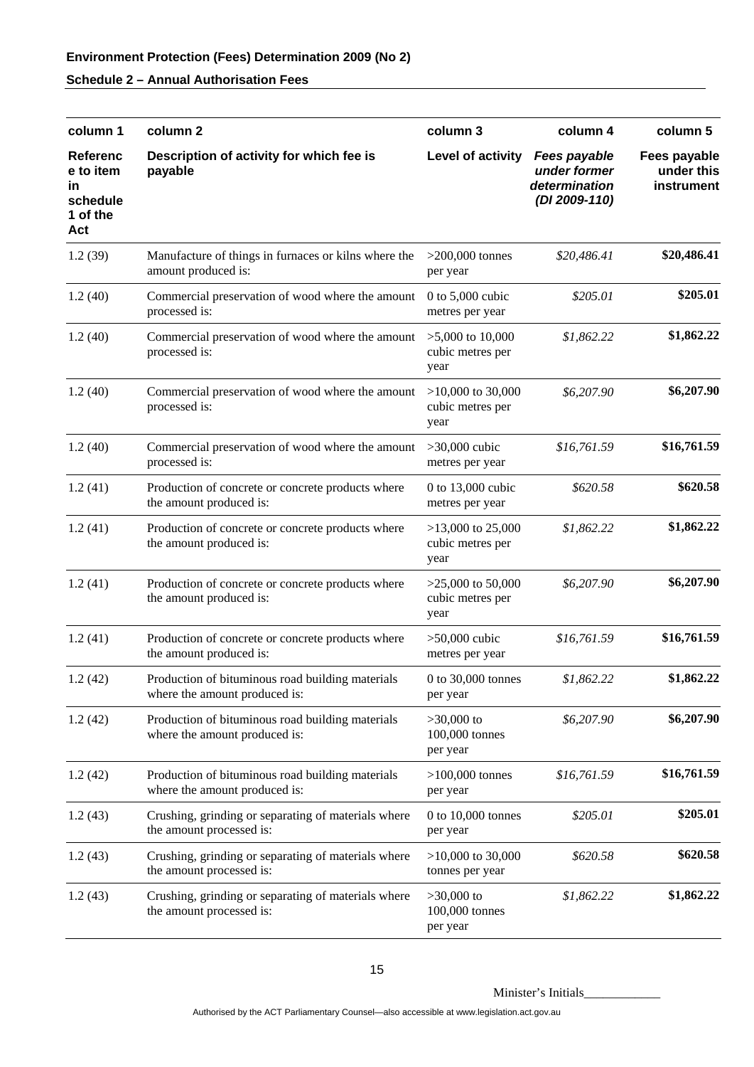**Environment Protection (Fees) Determination 2009 (No 2)**

**Schedule 2 – Annual Authorisation Fees**

| column 1 | column 2 | column 3 | column 4 | column 5 |
|---|---|---|---|---|
| **Reference to item in schedule 1 of the Act** | **Description of activity for which fee is payable** | **Level of activity** | ***Fees payable under former determination (DI 2009-110)*** | **Fees payable under this instrument** |
| 1.2 (39) | Manufacture of things in furnaces or kilns where the amount produced is: | >200,000 tonnes per year | *$20,486.41* | **$20,486.41** |
| 1.2 (40) | Commercial preservation of wood where the amount processed is: | 0 to 5,000 cubic metres per year | *$205.01* | **$205.01** |
| 1.2 (40) | Commercial preservation of wood where the amount processed is: | >5,000 to 10,000 cubic metres per year | *$1,862.22* | **$1,862.22** |
| 1.2 (40) | Commercial preservation of wood where the amount processed is: | >10,000 to 30,000 cubic metres per year | *$6,207.90* | **$6,207.90** |
| 1.2 (40) | Commercial preservation of wood where the amount processed is: | >30,000 cubic metres per year | *$16,761.59* | **$16,761.59** |
| 1.2 (41) | Production of concrete or concrete products where the amount produced is: | 0 to 13,000 cubic metres per year | *$620.58* | **$620.58** |
| 1.2 (41) | Production of concrete or concrete products where the amount produced is: | >13,000 to 25,000 cubic metres per year | *$1,862.22* | **$1,862.22** |
| 1.2 (41) | Production of concrete or concrete products where the amount produced is: | >25,000 to 50,000 cubic metres per year | *$6,207.90* | **$6,207.90** |
| 1.2 (41) | Production of concrete or concrete products where the amount produced is: | >50,000 cubic metres per year | *$16,761.59* | **$16,761.59** |
| 1.2 (42) | Production of bituminous road building materials where the amount produced is: | 0 to 30,000 tonnes per year | *$1,862.22* | **$1,862.22** |
| 1.2 (42) | Production of bituminous road building materials where the amount produced is: | >30,000 to 100,000 tonnes per year | *$6,207.90* | **$6,207.90** |
| 1.2 (42) | Production of bituminous road building materials where the amount produced is: | >100,000 tonnes per year | *$16,761.59* | **$16,761.59** |
| 1.2 (43) | Crushing, grinding or separating of materials where the amount processed is: | 0 to 10,000 tonnes per year | *$205.01* | **$205.01** |
| 1.2 (43) | Crushing, grinding or separating of materials where the amount processed is: | >10,000 to 30,000 tonnes per year | *$620.58* | **$620.58** |
| 1.2 (43) | Crushing, grinding or separating of materials where the amount processed is: | >30,000 to 100,000 tonnes per year | *$1,862.22* | **$1,862.22** |

Minister's Initials____________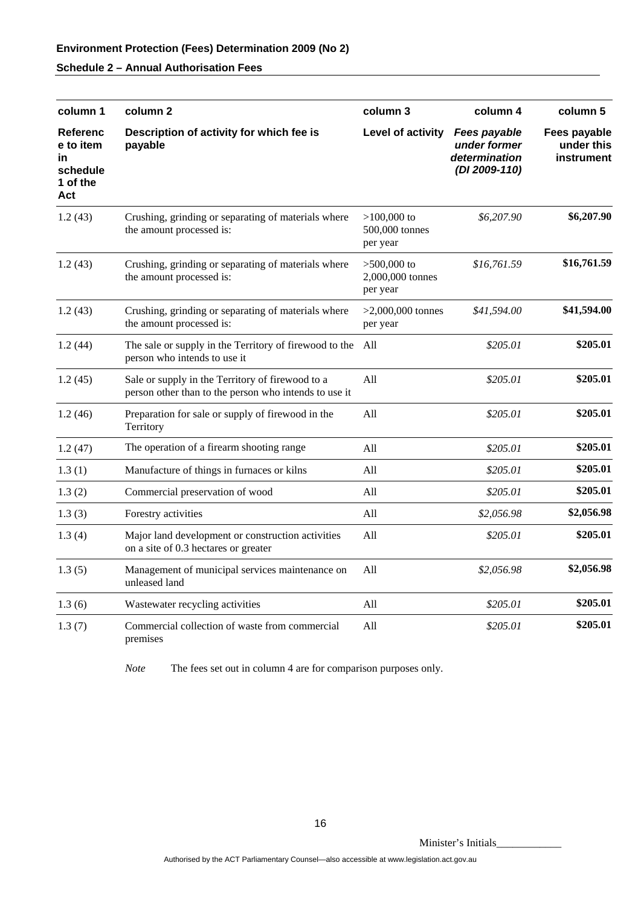**Environment Protection (Fees) Determination 2009 (No 2)**

**Schedule 2 – Annual Authorisation Fees**

| column 1 | column 2 | column 3 | column 4 | column 5 |
|---|---|---|---|---|
| **Reference to item in schedule 1 of the Act** | **Description of activity for which fee is payable** | **Level of activity** | ***Fees payable under former determination (DI 2009-110)*** | **Fees payable under this instrument** |
| 1.2 (43) | Crushing, grinding or separating of materials where the amount processed is: | >100,000 to 500,000 tonnes per year | *$6,207.90* | **$6,207.90** |
| 1.2 (43) | Crushing, grinding or separating of materials where the amount processed is: | >500,000 to 2,000,000 tonnes per year | *$16,761.59* | **$16,761.59** |
| 1.2 (43) | Crushing, grinding or separating of materials where the amount processed is: | >2,000,000 tonnes per year | *$41,594.00* | **$41,594.00** |
| 1.2 (44) | The sale or supply in the Territory of firewood to the person who intends to use it | All | *$205.01* | **$205.01** |
| 1.2 (45) | Sale or supply in the Territory of firewood to a person other than to the person who intends to use it | All | *$205.01* | **$205.01** |
| 1.2 (46) | Preparation for sale or supply of firewood in the Territory | All | *$205.01* | **$205.01** |
| 1.2 (47) | The operation of a firearm shooting range | All | *$205.01* | **$205.01** |
| 1.3 (1) | Manufacture of things in furnaces or kilns | All | *$205.01* | **$205.01** |
| 1.3 (2) | Commercial preservation of wood | All | *$205.01* | **$205.01** |
| 1.3 (3) | Forestry activities | All | *$2,056.98* | **$2,056.98** |
| 1.3 (4) | Major land development or construction activities on a site of 0.3 hectares or greater | All | *$205.01* | **$205.01** |
| 1.3 (5) | Management of municipal services maintenance on unleased land | All | *$2,056.98* | **$2,056.98** |
| 1.3 (6) | Wastewater recycling activities | All | *$205.01* | **$205.01** |
| 1.3 (7) | Commercial collection of waste from commercial premises | All | *$205.01* | **$205.01** |

*Note* The fees set out in column 4 are for comparison purposes only.

Minister's Initials\_\_\_\_\_\_\_\_\_\_\_\_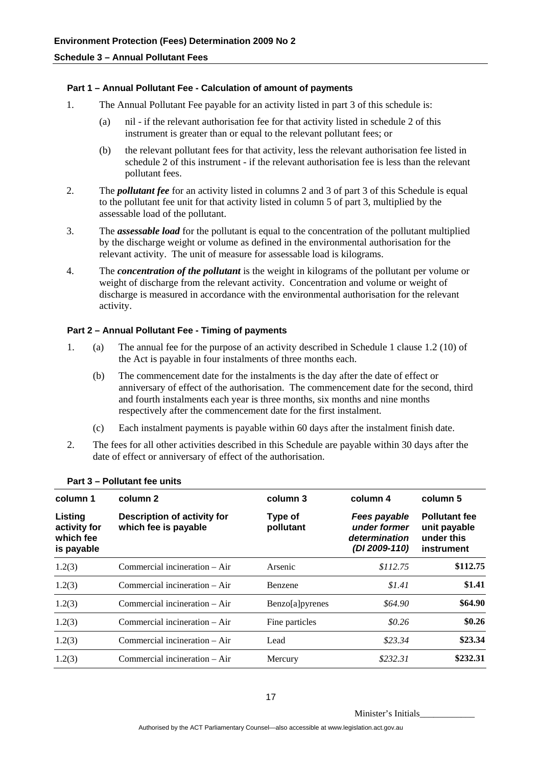## Schedule 3 – Annual Pollutant Fees

### Part 1 – Annual Pollutant Fee - Calculation of amount of payments

1. The Annual Pollutant Fee payable for an activity listed in part 3 of this schedule is:

   (a) nil - if the relevant authorisation fee for that activity listed in schedule 2 of this instrument is greater than or equal to the relevant pollutant fees; or

   (b) the relevant pollutant fees for that activity, less the relevant authorisation fee listed in schedule 2 of this instrument - if the relevant authorisation fee is less than the relevant pollutant fees.

2. The ***pollutant fee*** for an activity listed in columns 2 and 3 of part 3 of this Schedule is equal to the pollutant fee unit for that activity listed in column 5 of part 3, multiplied by the assessable load of the pollutant.

3. The ***assessable load*** for the pollutant is equal to the concentration of the pollutant multiplied by the discharge weight or volume as defined in the environmental authorisation for the relevant activity. The unit of measure for assessable load is kilograms.

4. The ***concentration of the pollutant*** is the weight in kilograms of the pollutant per volume or weight of discharge from the relevant activity. Concentration and volume or weight of discharge is measured in accordance with the environmental authorisation for the relevant activity.

### Part 2 – Annual Pollutant Fee - Timing of payments

1. (a) The annual fee for the purpose of an activity described in Schedule 1 clause 1.2 (10) of the Act is payable in four instalments of three months each.

   (b) The commencement date for the instalments is the day after the date of effect or anniversary of effect of the authorisation. The commencement date for the second, third and fourth instalments each year is three months, six months and nine months respectively after the commencement date for the first instalment.

   (c) Each instalment payments is payable within 60 days after the instalment finish date.

2. The fees for all other activities described in this Schedule are payable within 30 days after the date of effect or anniversary of effect of the authorisation.

### Part 3 – Pollutant fee units

| column 1 | column 2 | column 3 | column 4 | column 5 |
|---|---|---|---|---|
| **Listing activity for which fee is payable** | **Description of activity for which fee is payable** | **Type of pollutant** | ***Fees payable under former determination (DI 2009-110)*** | **Pollutant fee unit payable under this instrument** |
| 1.2(3) | Commercial incineration – Air | Arsenic | *$112.75* | **$112.75** |
| 1.2(3) | Commercial incineration – Air | Benzene | *$1.41* | **$1.41** |
| 1.2(3) | Commercial incineration – Air | Benzo[a]pyrenes | *$64.90* | **$64.90** |
| 1.2(3) | Commercial incineration – Air | Fine particles | *$0.26* | **$0.26** |
| 1.2(3) | Commercial incineration – Air | Lead | *$23.34* | **$23.34** |
| 1.2(3) | Commercial incineration – Air | Mercury | *$232.31* | **$232.31** |

Minister's Initials____________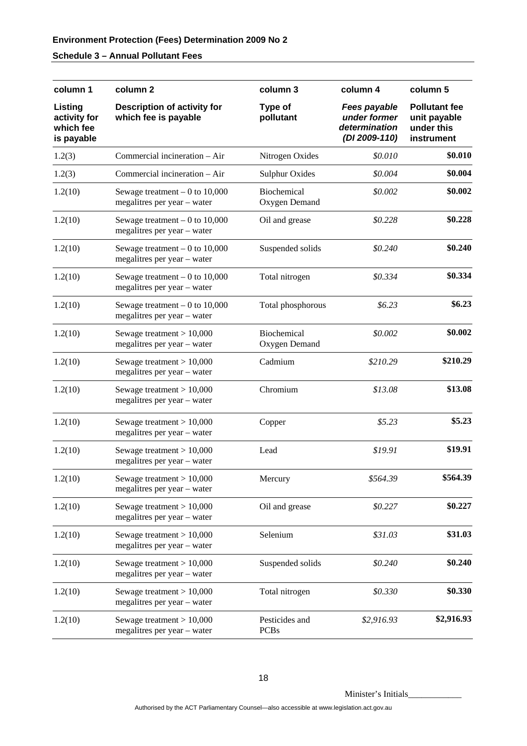**Environment Protection (Fees) Determination 2009 No 2**

**Schedule 3 – Annual Pollutant Fees**

| column 1 | column 2 | column 3 | column 4 | column 5 |
|---|---|---|---|---|
| **Listing activity for which fee is payable** | **Description of activity for which fee is payable** | **Type of pollutant** | ***Fees payable under former determination (DI 2009-110)*** | **Pollutant fee unit payable under this instrument** |
| 1.2(3) | Commercial incineration – Air | Nitrogen Oxides | *$0.010* | **$0.010** |
| 1.2(3) | Commercial incineration – Air | Sulphur Oxides | *$0.004* | **$0.004** |
| 1.2(10) | Sewage treatment – 0 to 10,000 megalitres per year – water | Biochemical Oxygen Demand | *$0.002* | **$0.002** |
| 1.2(10) | Sewage treatment – 0 to 10,000 megalitres per year – water | Oil and grease | *$0.228* | **$0.228** |
| 1.2(10) | Sewage treatment – 0 to 10,000 megalitres per year – water | Suspended solids | *$0.240* | **$0.240** |
| 1.2(10) | Sewage treatment – 0 to 10,000 megalitres per year – water | Total nitrogen | *$0.334* | **$0.334** |
| 1.2(10) | Sewage treatment – 0 to 10,000 megalitres per year – water | Total phosphorous | *$6.23* | **$6.23** |
| 1.2(10) | Sewage treatment > 10,000 megalitres per year – water | Biochemical Oxygen Demand | *$0.002* | **$0.002** |
| 1.2(10) | Sewage treatment > 10,000 megalitres per year – water | Cadmium | *$210.29* | **$210.29** |
| 1.2(10) | Sewage treatment > 10,000 megalitres per year – water | Chromium | *$13.08* | **$13.08** |
| 1.2(10) | Sewage treatment > 10,000 megalitres per year – water | Copper | *$5.23* | **$5.23** |
| 1.2(10) | Sewage treatment > 10,000 megalitres per year – water | Lead | *$19.91* | **$19.91** |
| 1.2(10) | Sewage treatment > 10,000 megalitres per year – water | Mercury | *$564.39* | **$564.39** |
| 1.2(10) | Sewage treatment > 10,000 megalitres per year – water | Oil and grease | *$0.227* | **$0.227** |
| 1.2(10) | Sewage treatment > 10,000 megalitres per year – water | Selenium | *$31.03* | **$31.03** |
| 1.2(10) | Sewage treatment > 10,000 megalitres per year – water | Suspended solids | *$0.240* | **$0.240** |
| 1.2(10) | Sewage treatment > 10,000 megalitres per year – water | Total nitrogen | *$0.330* | **$0.330** |
| 1.2(10) | Sewage treatment > 10,000 megalitres per year – water | Pesticides and PCBs | *$2,916.93* | **$2,916.93** |

Minister's Initials____________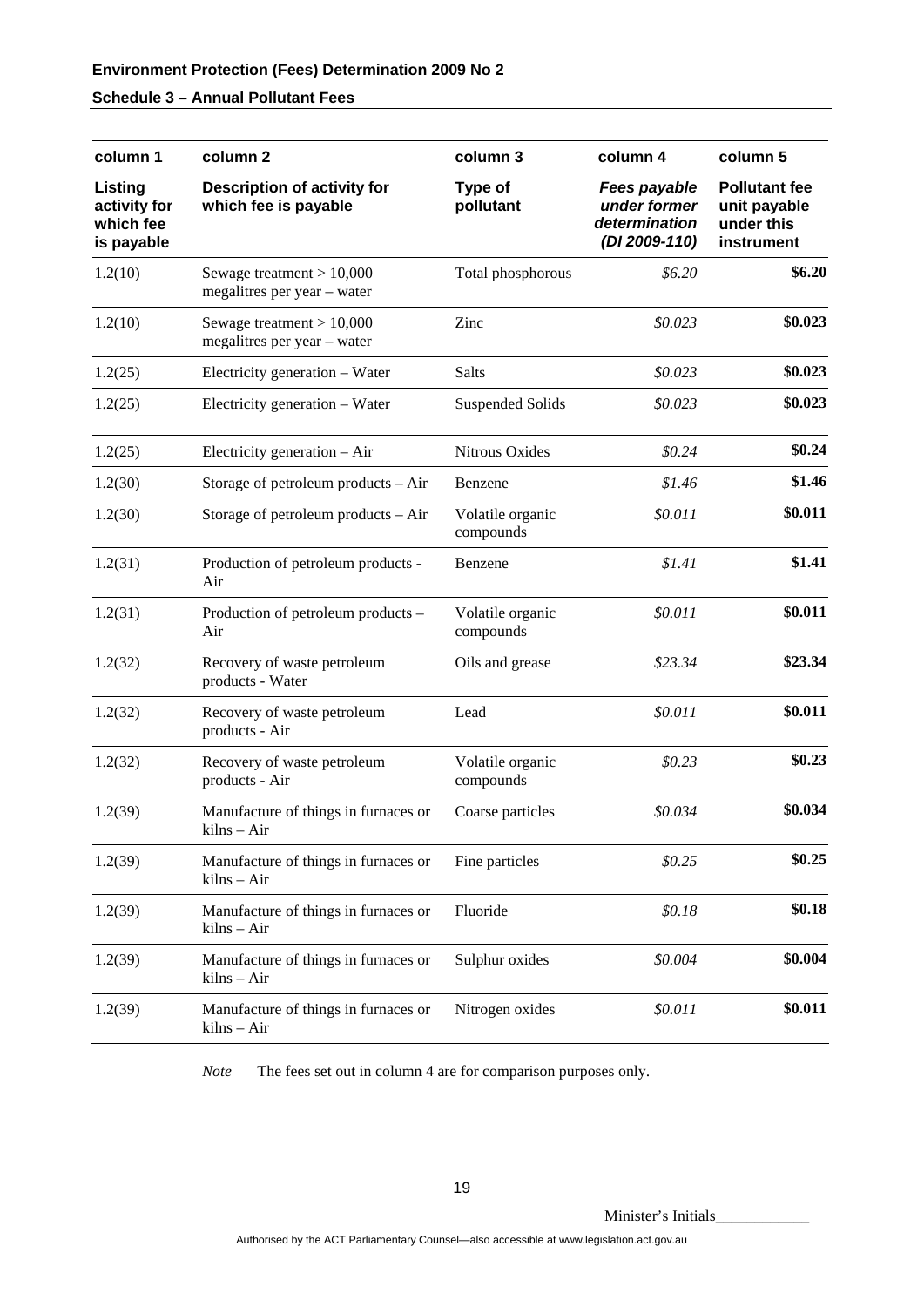**Environment Protection (Fees) Determination 2009 No 2**

**Schedule 3 – Annual Pollutant Fees**

| column 1 | column 2 | column 3 | column 4 | column 5 |
|---|---|---|---|---|
| **Listing activity for which fee is payable** | **Description of activity for which fee is payable** | **Type of pollutant** | ***Fees payable under former determination (DI 2009-110)*** | **Pollutant fee unit payable under this instrument** |
| 1.2(10) | Sewage treatment > 10,000 megalitres per year – water | Total phosphorous | *$6.20* | **$6.20** |
| 1.2(10) | Sewage treatment > 10,000 megalitres per year – water | Zinc | *$0.023* | **$0.023** |
| 1.2(25) | Electricity generation – Water | Salts | *$0.023* | **$0.023** |
| 1.2(25) | Electricity generation – Water | Suspended Solids | *$0.023* | **$0.023** |
| 1.2(25) | Electricity generation – Air | Nitrous Oxides | *$0.24* | **$0.24** |
| 1.2(30) | Storage of petroleum products – Air | Benzene | *$1.46* | **$1.46** |
| 1.2(30) | Storage of petroleum products – Air | Volatile organic compounds | *$0.011* | **$0.011** |
| 1.2(31) | Production of petroleum products - Air | Benzene | *$1.41* | **$1.41** |
| 1.2(31) | Production of petroleum products – Air | Volatile organic compounds | *$0.011* | **$0.011** |
| 1.2(32) | Recovery of waste petroleum products - Water | Oils and grease | *$23.34* | **$23.34** |
| 1.2(32) | Recovery of waste petroleum products - Air | Lead | *$0.011* | **$0.011** |
| 1.2(32) | Recovery of waste petroleum products - Air | Volatile organic compounds | *$0.23* | **$0.23** |
| 1.2(39) | Manufacture of things in furnaces or kilns – Air | Coarse particles | *$0.034* | **$0.034** |
| 1.2(39) | Manufacture of things in furnaces or kilns – Air | Fine particles | *$0.25* | **$0.25** |
| 1.2(39) | Manufacture of things in furnaces or kilns – Air | Fluoride | *$0.18* | **$0.18** |
| 1.2(39) | Manufacture of things in furnaces or kilns – Air | Sulphur oxides | *$0.004* | **$0.004** |
| 1.2(39) | Manufacture of things in furnaces or kilns – Air | Nitrogen oxides | *$0.011* | **$0.011** |

*Note* The fees set out in column 4 are for comparison purposes only.

Minister's Initials\_\_\_\_\_\_\_\_\_\_\_\_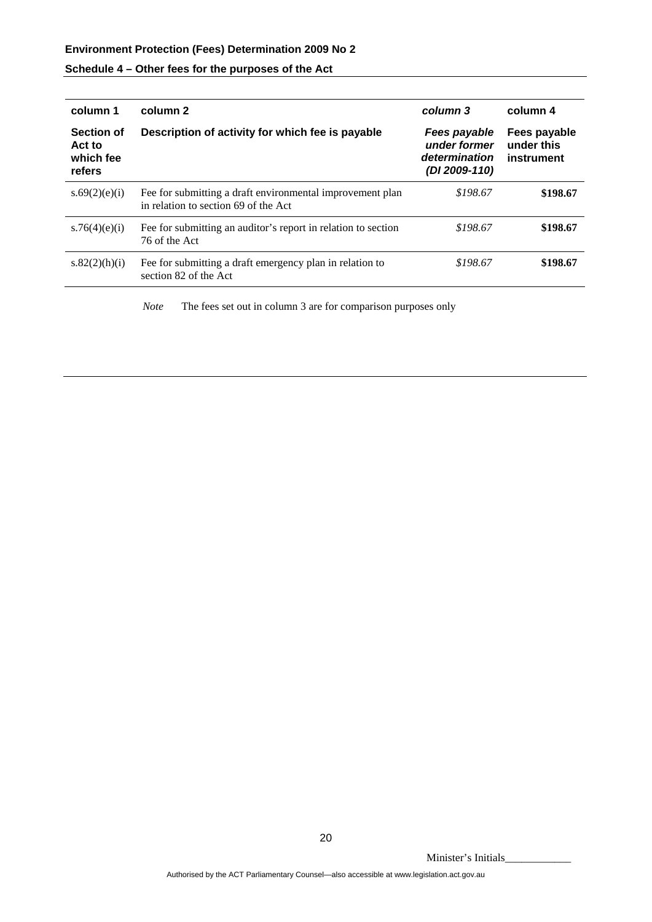| column 1 | column 2 | *column 3* | column 4 |
| --- | --- | --- | --- |
| **Section of Act to which fee refers** | **Description of activity for which fee is payable** | ***Fees payable under former determination (DI 2009-110)*** | **Fees payable under this instrument** |
| s.69(2)(e)(i) | Fee for submitting a draft environmental improvement plan in relation to section 69 of the Act | *$198.67* | **$198.67** |
| s.76(4)(e)(i) | Fee for submitting an auditor's report in relation to section 76 of the Act | *$198.67* | **$198.67** |
| s.82(2)(h)(i) | Fee for submitting a draft emergency plan in relation to section 82 of the Act | *$198.67* | **$198.67** |

*Note* The fees set out in column 3 are for comparison purposes only

Minister's Initials____________